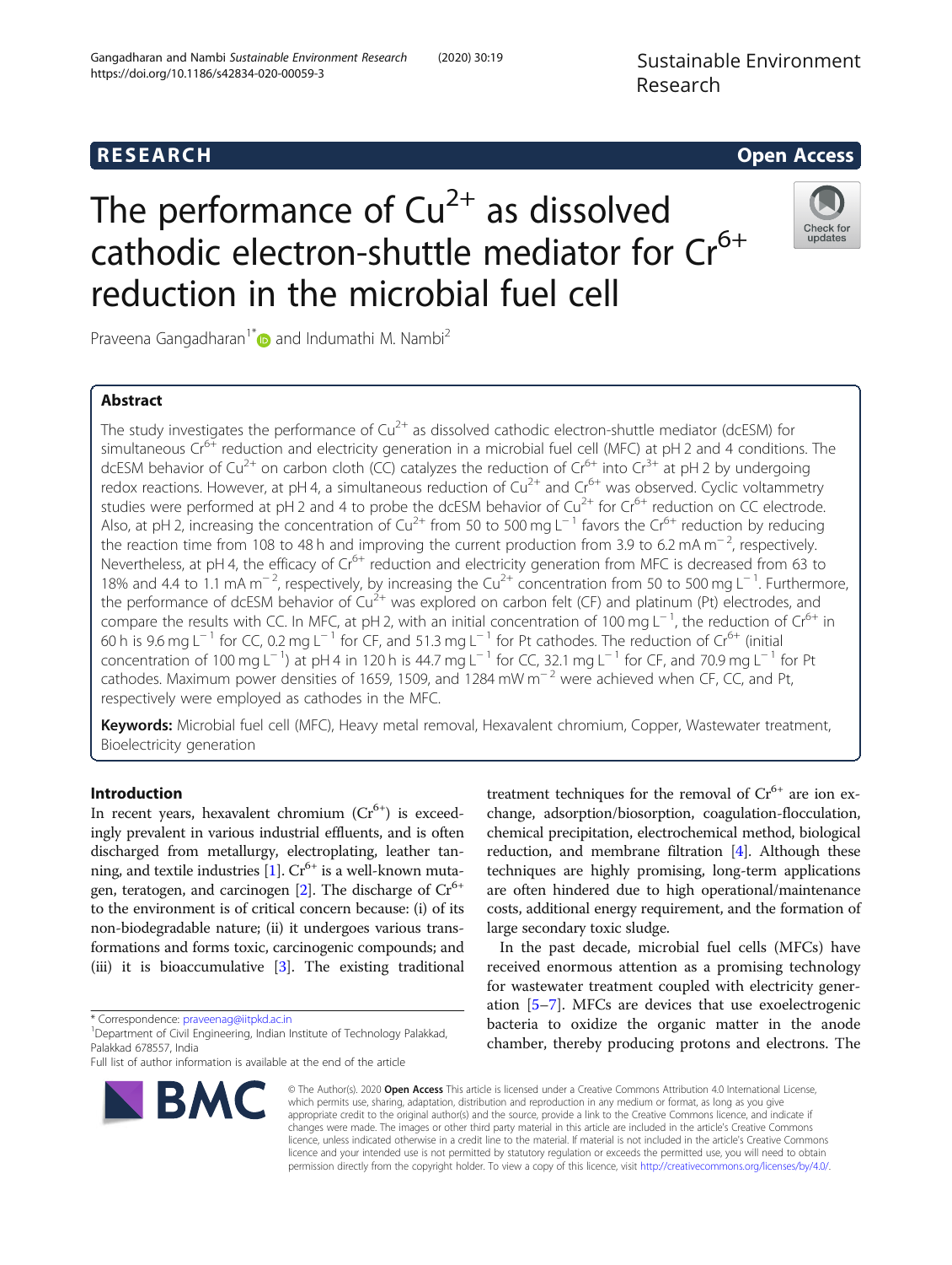# The performance of $Cu^{2+}$ as dissolved cathodic electron-shuttle mediator for $Cr^{6+}$ reduction in the microbial fuel cell

Praveena Gangadharan[1*] and Indumathi M. Nambi[2]

## Abstract

The study investigates the performance of $Cu^{2+}$ as dissolved cathodic electron-shuttle mediator (dcESM) for simultaneous $Cr^{6+}$ reduction and electricity generation in a microbial fuel cell (MFC) at pH 2 and 4 conditions. The dcESM behavior of $Cu^{2+}$ on carbon cloth (CC) catalyzes the reduction of $Cr^{6+}$ into $Cr^{3+}$ at pH 2 by undergoing redox reactions. However, at pH 4, a simultaneous reduction of $Cu^{2+}$ and $Cr^{6+}$ was observed. Cyclic voltammetry studies were performed at pH 2 and 4 to probe the dcESM behavior of $Cu^{2+}$ for $Cr^{6+}$ reduction on CC electrode. Also, at pH 2, increasing the concentration of $Cu^{2+}$ from 50 to 500 mg $L^{-1}$ favors the $Cr^{6+}$ reduction by reducing the reaction time from 108 to 48 h and improving the current production from 3.9 to 6.2 mA $m^{-2}$, respectively. Nevertheless, at pH 4, the efficacy of $Cr^{6+}$ reduction and electricity generation from MFC is decreased from 63 to 18% and 4.4 to 1.1 mA $m^{-2}$, respectively, by increasing the $Cu^{2+}$ concentration from 50 to 500 mg $L^{-1}$. Furthermore, the performance of dcESM behavior of $Cu^{2+}$ was explored on carbon felt (CF) and platinum (Pt) electrodes, and compare the results with CC. In MFC, at pH 2, with an initial concentration of 100 mg $L^{-1}$, the reduction of $Cr^{6+}$ in 60 h is 9.6 mg $L^{-1}$ for CC, 0.2 mg $L^{-1}$ for CF, and 51.3 mg $L^{-1}$ for Pt cathodes. The reduction of $Cr^{6+}$ (initial concentration of 100 mg $L^{-1}$) at pH 4 in 120 h is 44.7 mg $L^{-1}$ for CC, 32.1 mg $L^{-1}$ for CF, and 70.9 mg $L^{-1}$ for Pt cathodes. Maximum power densities of 1659, 1509, and 1284 mW $m^{-2}$ were achieved when CF, CC, and Pt, respectively were employed as cathodes in the MFC.

**Keywords:** Microbial fuel cell (MFC), Heavy metal removal, Hexavalent chromium, Copper, Wastewater treatment, Bioelectricity generation

## Introduction

In recent years, hexavalent chromium ($Cr^{6+}$) is exceedingly prevalent in various industrial effluents, and is often discharged from metallurgy, electroplating, leather tanning, and textile industries [1]. $Cr^{6+}$ is a well-known mutagen, teratogen, and carcinogen [2]. The discharge of $Cr^{6+}$ to the environment is of critical concern because: (i) of its non-biodegradable nature; (ii) it undergoes various transformations and forms toxic, carcinogenic compounds; and (iii) it is bioaccumulative [3]. The existing traditional treatment techniques for the removal of $Cr^{6+}$ are ion exchange, adsorption/biosorption, coagulation-flocculation, chemical precipitation, electrochemical method, biological reduction, and membrane filtration [4]. Although these techniques are highly promising, long-term applications are often hindered due to high operational/maintenance costs, additional energy requirement, and the formation of large secondary toxic sludge.

In the past decade, microbial fuel cells (MFCs) have received enormous attention as a promising technology for wastewater treatment coupled with electricity generation [5–7]. MFCs are devices that use exoelectrogenic bacteria to oxidize the organic matter in the anode chamber, thereby producing protons and electrons. The

* Correspondence: praveenag@iitpkd.ac.in

[1]Department of Civil Engineering, Indian Institute of Technology Palakkad, Palakkad 678557, India

Full list of author information is available at the end of the article

© The Author(s). 2020 **Open Access** This article is licensed under a Creative Commons Attribution 4.0 International License, which permits use, sharing, adaptation, distribution and reproduction in any medium or format, as long as you give appropriate credit to the original author(s) and the source, provide a link to the Creative Commons licence, and indicate if changes were made. The images or other third party material in this article are included in the article's Creative Commons licence, unless indicated otherwise in a credit line to the material. If material is not included in the article's Creative Commons licence and your intended use is not permitted by statutory regulation or exceeds the permitted use, you will need to obtain permission directly from the copyright holder. To view a copy of this licence, visit http://creativecommons.org/licenses/by/4.0/.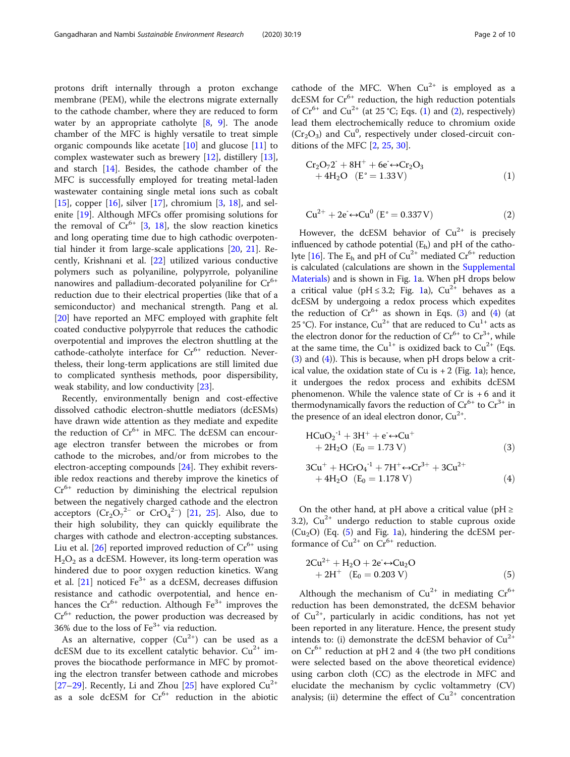protons drift internally through a proton exchange membrane (PEM), while the electrons migrate externally to the cathode chamber, where they are reduced to form water by an appropriate catholyte [8, 9]. The anode chamber of the MFC is highly versatile to treat simple organic compounds like acetate [10] and glucose [11] to complex wastewater such as brewery [12], distillery [13], and starch [14]. Besides, the cathode chamber of the MFC is successfully employed for treating metal-laden wastewater containing single metal ions such as cobalt [15], copper [16], silver [17], chromium [3, 18], and selenite [19]. Although MFCs offer promising solutions for the removal of $Cr^{6+}$ [3, 18], the slow reaction kinetics and long operating time due to high cathodic overpotential hinder it from large-scale applications [20, 21]. Recently, Krishnani et al. [22] utilized various conductive polymers such as polyaniline, polypyrrole, polyaniline nanowires and palladium-decorated polyaniline for $Cr^{6+}$ reduction due to their electrical properties (like that of a semiconductor) and mechanical strength. Pang et al. [20] have reported an MFC employed with graphite felt coated conductive polypyrrole that reduces the cathodic overpotential and improves the electron shuttling at the cathode-catholyte interface for $Cr^{6+}$ reduction. Nevertheless, their long-term applications are still limited due to complicated synthesis methods, poor dispersibility, weak stability, and low conductivity [23].

Recently, environmentally benign and cost-effective dissolved cathodic electron-shuttle mediators (dcESMs) have drawn wide attention as they mediate and expedite the reduction of $Cr^{6+}$ in MFC. The dcESM can encourage electron transfer between the microbes or from cathode to the microbes, and/or from microbes to the electron-accepting compounds [24]. They exhibit reversible redox reactions and thereby improve the kinetics of $Cr^{6+}$ reduction by diminishing the electrical repulsion between the negatively charged cathode and the electron acceptors ($Cr_2O_7^{2-}$ or $CrO_4^{2-}$) [21, 25]. Also, due to their high solubility, they can quickly equilibrate the charges with cathode and electron-accepting substances. Liu et al. [26] reported improved reduction of $Cr^{6+}$ using $H_2O_2$ as a dcESM. However, its long-term operation was hindered due to poor oxygen reduction kinetics. Wang et al. [21] noticed $Fe^{3+}$ as a dcESM, decreases diffusion resistance and cathodic overpotential, and hence enhances the $Cr^{6+}$ reduction. Although $Fe^{3+}$ improves the $Cr^{6+}$ reduction, the power production was decreased by 36% due to the loss of $Fe^{3+}$ via reduction.

As an alternative, copper ($Cu^{2+}$) can be used as a dcESM due to its excellent catalytic behavior. $Cu^{2+}$ improves the biocathode performance in MFC by promoting the electron transfer between cathode and microbes [27–29]. Recently, Li and Zhou [25] have explored $Cu^{2+}$ as a sole dcESM for $Cr^{6+}$ reduction in the abiotic cathode of the MFC. When $Cu^{2+}$ is employed as a dcESM for $Cr^{6+}$ reduction, the high reduction potentials of $Cr^{6+}$ and $Cu^{2+}$ (at 25 °C; Eqs. (1) and (2), respectively) lead them electrochemically reduce to chromium oxide ($Cr_2O_3$) and $Cu^0$, respectively under closed-circuit conditions of the MFC [2, 25, 30].

$$Cr_2O_72^- + 8H^+ + 6e^- \leftrightarrow Cr_2O_3 + 4H_2O \quad (E^\circ = 1.33\,V) \tag{1}$$

$$Cu^{2+} + 2e^- \leftrightarrow Cu^0 \ (E^\circ = 0.337\,V) \tag{2}$$

However, the dcESM behavior of $Cu^{2+}$ is precisely influenced by cathode potential ($E_h$) and pH of the catholyte [16]. The $E_h$ and pH of $Cu^{2+}$ mediated $Cr^{6+}$ reduction is calculated (calculations are shown in the Supplemental Materials) and is shown in Fig. 1a. When pH drops below a critical value (pH ≤ 3.2; Fig. 1a), $Cu^{2+}$ behaves as a dcESM by undergoing a redox process which expedites the reduction of $Cr^{6+}$ as shown in Eqs. (3) and (4) (at 25 °C). For instance, $Cu^{2+}$ that are reduced to $Cu^{1+}$ acts as the electron donor for the reduction of $Cr^{6+}$ to $Cr^{3+}$, while at the same time, the $Cu^{1+}$ is oxidized back to $Cu^{2+}$ (Eqs. (3) and (4)). This is because, when pH drops below a critical value, the oxidation state of Cu is + 2 (Fig. 1a); hence, it undergoes the redox process and exhibits dcESM phenomenon. While the valence state of Cr is + 6 and it thermodynamically favors the reduction of $Cr^{6+}$ to $Cr^{3+}$ in the presence of an ideal electron donor, $Cu^{2+}$.

$$HCuO_2^{-1} + 3H^+ + e^- \leftrightarrow Cu^+ + 2H_2O \ \ (E_0 = 1.73\ V) \tag{3}$$

$$3Cu^+ + HCrO_4^{-1} + 7H^+ \leftrightarrow Cr^{3+} + 3Cu^{2+} + 4H_2O \ \ (E_0 = 1.178\ V) \tag{4}$$

On the other hand, at pH above a critical value (pH ≥ 3.2), $Cu^{2+}$ undergo reduction to stable cuprous oxide ($Cu_2O$) (Eq. (5) and Fig. 1a), hindering the dcESM performance of $Cu^{2+}$ on $Cr^{6+}$ reduction.

$$2Cu^{2+} + H_2O + 2e^- \leftrightarrow Cu_2O + 2H^+ \ \ (E_0 = 0.203\ V) \tag{5}$$

Although the mechanism of $Cu^{2+}$ in mediating $Cr^{6+}$ reduction has been demonstrated, the dcESM behavior of $Cu^{2+}$, particularly in acidic conditions, has not yet been reported in any literature. Hence, the present study intends to: (i) demonstrate the dcESM behavior of $Cu^{2+}$ on $Cr^{6+}$ reduction at pH 2 and 4 (the two pH conditions were selected based on the above theoretical evidence) using carbon cloth (CC) as the electrode in MFC and elucidate the mechanism by cyclic voltammetry (CV) analysis; (ii) determine the effect of $Cu^{2+}$ concentration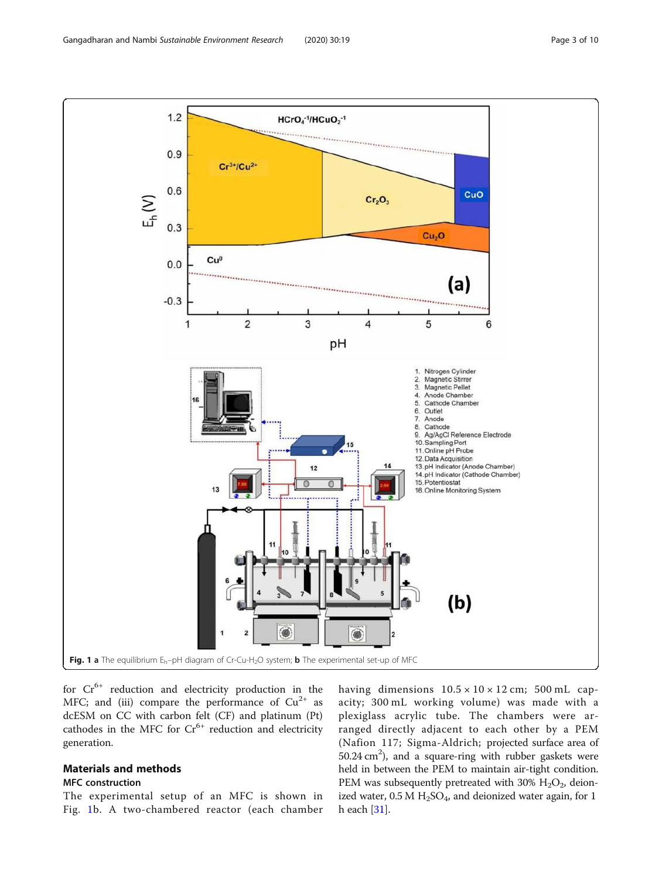**Fig. 1** **a** The equilibrium $E_h$–pH diagram of Cr-Cu-$H_2O$ system; **b** The experimental set-up of MFC

for $Cr^{6+}$ reduction and electricity production in the MFC; and (iii) compare the performance of $Cu^{2+}$ as dcESM on CC with carbon felt (CF) and platinum (Pt) cathodes in the MFC for $Cr^{6+}$ reduction and electricity generation.

## Materials and methods

### MFC construction

The experimental setup of an MFC is shown in Fig. 1b. A two-chambered reactor (each chamber having dimensions 10.5 × 10 × 12 cm; 500 mL capacity; 300 mL working volume) was made with a plexiglass acrylic tube. The chambers were arranged directly adjacent to each other by a PEM (Nafion 117; Sigma-Aldrich; projected surface area of 50.24 $cm^2$), and a square-ring with rubber gaskets were held in between the PEM to maintain air-tight condition. PEM was subsequently pretreated with 30% $H_2O_2$, deionized water, 0.5 M $H_2SO_4$, and deionized water again, for 1 h each [31].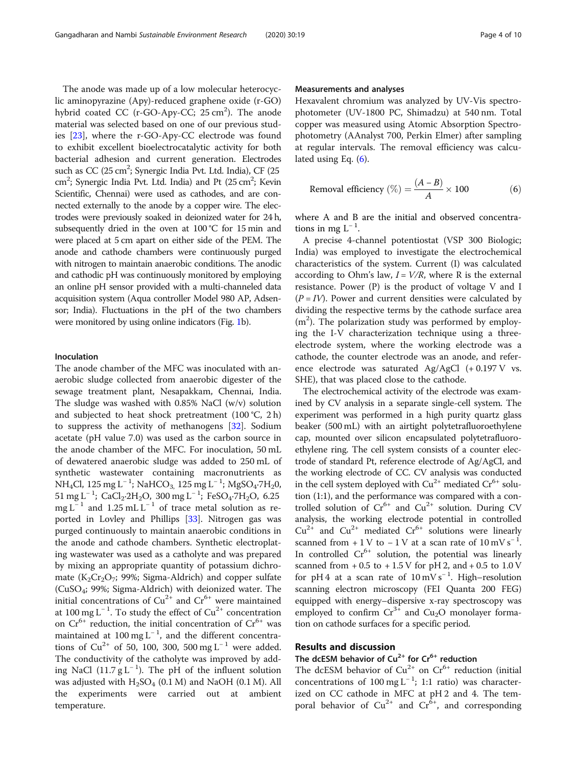The anode was made up of a low molecular heterocyclic aminopyrazine (Apy)-reduced graphene oxide (r-GO) hybrid coated CC (r-GO-Apy-CC; 25 $cm^2$). The anode material was selected based on one of our previous studies [23], where the r-GO-Apy-CC electrode was found to exhibit excellent bioelectrocatalytic activity for both bacterial adhesion and current generation. Electrodes such as CC (25 $cm^2$; Synergic India Pvt. Ltd. India), CF (25 $cm^2$; Synergic India Pvt. Ltd. India) and Pt (25 $cm^2$; Kevin Scientific, Chennai) were used as cathodes, and are connected externally to the anode by a copper wire. The electrodes were previously soaked in deionized water for 24 h, subsequently dried in the oven at 100 °C for 15 min and were placed at 5 cm apart on either side of the PEM. The anode and cathode chambers were continuously purged with nitrogen to maintain anaerobic conditions. The anodic and cathodic pH was continuously monitored by employing an online pH sensor provided with a multi-channeled data acquisition system (Aqua controller Model 980 AP, Adsensor; India). Fluctuations in the pH of the two chambers were monitored by using online indicators (Fig. 1b).

### Inoculation

The anode chamber of the MFC was inoculated with anaerobic sludge collected from anaerobic digester of the sewage treatment plant, Nesapakkam, Chennai, India. The sludge was washed with 0.85% NaCl (w/v) solution and subjected to heat shock pretreatment (100 °C, 2 h) to suppress the activity of methanogens [32]. Sodium acetate (pH value 7.0) was used as the carbon source in the anode chamber of the MFC. For inoculation, 50 mL of dewatered anaerobic sludge was added to 250 mL of synthetic wastewater containing macronutrients as $NH_4Cl$, 125 mg $L^{-1}$; $NaHCO_3$, 125 mg $L^{-1}$; $MgSO_4{\cdot}7H_2O$, 51 mg $L^{-1}$; $CaCl_2{\cdot}2H_2O$, 300 mg $L^{-1}$; $FeSO_4{\cdot}7H_2O$, 6.25 mg $L^{-1}$ and 1.25 mL $L^{-1}$ of trace metal solution as reported in Lovley and Phillips [33]. Nitrogen gas was purged continuously to maintain anaerobic conditions in the anode and cathode chambers. Synthetic electroplating wastewater was used as a catholyte and was prepared by mixing an appropriate quantity of potassium dichromate ($K_2Cr_2O_7$; 99%; Sigma-Aldrich) and copper sulfate ($CuSO_4$; 99%; Sigma-Aldrich) with deionized water. The initial concentrations of $Cu^{2+}$ and $Cr^{6+}$ were maintained at 100 mg $L^{-1}$. To study the effect of $Cu^{2+}$ concentration on $Cr^{6+}$ reduction, the initial concentration of $Cr^{6+}$ was maintained at 100 mg $L^{-1}$, and the different concentrations of $Cu^{2+}$ of 50, 100, 300, 500 mg $L^{-1}$ were added. The conductivity of the catholyte was improved by adding NaCl (11.7 g $L^{-1}$). The pH of the influent solution was adjusted with $H_2SO_4$ (0.1 M) and NaOH (0.1 M). All the experiments were carried out at ambient temperature.

### Measurements and analyses

Hexavalent chromium was analyzed by UV-Vis spectrophotometer (UV-1800 PC, Shimadzu) at 540 nm. Total copper was measured using Atomic Absorption Spectrophotometry (AAnalyst 700, Perkin Elmer) after sampling at regular intervals. The removal efficiency was calculated using Eq. (6).

$$\text{Removal efficiency } (\%) = \frac{(A - B)}{A} \times 100 \tag{6}$$

where A and B are the initial and observed concentrations in mg $L^{-1}$.

A precise 4-channel potentiostat (VSP 300 Biologic; India) was employed to investigate the electrochemical characteristics of the system. Current (I) was calculated according to Ohm's law, $I = V/R$, where R is the external resistance. Power (P) is the product of voltage V and I ($P = IV$). Power and current densities were calculated by dividing the respective terms by the cathode surface area ($m^2$). The polarization study was performed by employing the I-V characterization technique using a three-electrode system, where the working electrode was a cathode, the counter electrode was an anode, and reference electrode was saturated Ag/AgCl (+ 0.197 V vs. SHE), that was placed close to the cathode.

The electrochemical activity of the electrode was examined by CV analysis in a separate single-cell system. The experiment was performed in a high purity quartz glass beaker (500 mL) with an airtight polytetrafluoroethylene cap, mounted over silicon encapsulated polytetrafluoroethylene ring. The cell system consists of a counter electrode of standard Pt, reference electrode of Ag/AgCl, and the working electrode of CC. CV analysis was conducted in the cell system deployed with $Cu^{2+}$ mediated $Cr^{6+}$ solution (1:1), and the performance was compared with a controlled solution of $Cr^{6+}$ and $Cu^{2+}$ solution. During CV analysis, the working electrode potential in controlled $Cu^{2+}$ and $Cu^{2+}$ mediated $Cr^{6+}$ solutions were linearly scanned from + 1 V to − 1 V at a scan rate of 10 mV $s^{-1}$. In controlled $Cr^{6+}$ solution, the potential was linearly scanned from + 0.5 to + 1.5 V for pH 2, and + 0.5 to 1.0 V for pH 4 at a scan rate of 10 mV $s^{-1}$. High–resolution scanning electron microscopy (FEI Quanta 200 FEG) equipped with energy–dispersive x-ray spectroscopy was employed to confirm $Cr^{3+}$ and $Cu_2O$ monolayer formation on cathode surfaces for a specific period.

## Results and discussion

### The dcESM behavior of $Cu^{2+}$ for $Cr^{6+}$ reduction

The dcESM behavior of $Cu^{2+}$ on $Cr^{6+}$ reduction (initial concentrations of 100 mg $L^{-1}$; 1:1 ratio) was characterized on CC cathode in MFC at pH 2 and 4. The temporal behavior of $Cu^{2+}$ and $Cr^{6+}$, and corresponding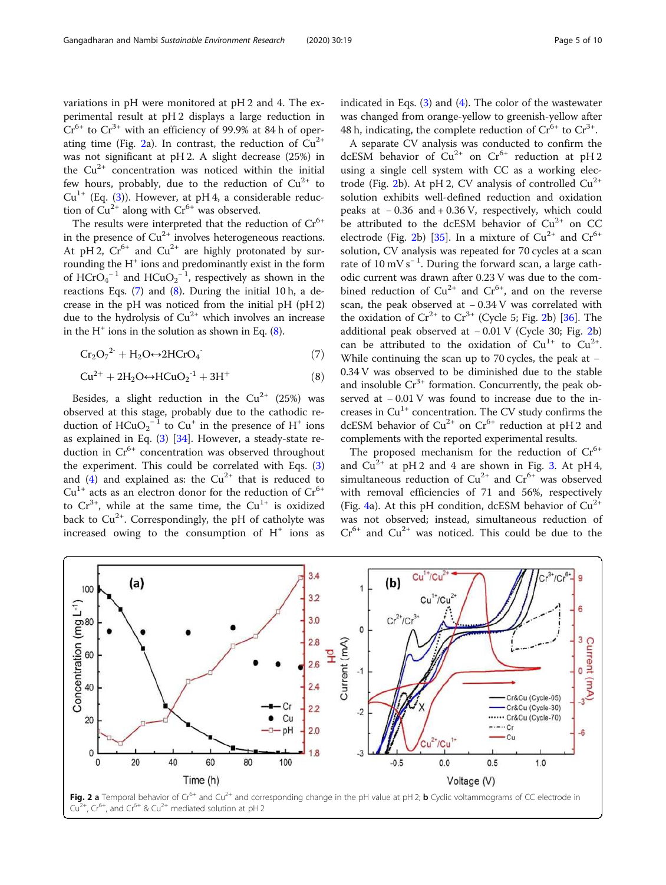variations in pH were monitored at pH 2 and 4. The experimental result at pH 2 displays a large reduction in $Cr^{6+}$ to $Cr^{3+}$ with an efficiency of 99.9% at 84 h of operating time (Fig. 2a). In contrast, the reduction of $Cu^{2+}$ was not significant at pH 2. A slight decrease (25%) in the $Cu^{2+}$ concentration was noticed within the initial few hours, probably, due to the reduction of $Cu^{2+}$ to $Cu^{1+}$ (Eq. (3)). However, at pH 4, a considerable reduction of $Cu^{2+}$ along with $Cr^{6+}$ was observed.

The results were interpreted that the reduction of $Cr^{6+}$ in the presence of $Cu^{2+}$ involves heterogeneous reactions. At pH 2, $Cr^{6+}$ and $Cu^{2+}$ are highly protonated by surrounding the $H^+$ ions and predominantly exist in the form of $HCrO_4^{-1}$ and $HCuO_2^{-1}$, respectively as shown in the reactions Eqs. (7) and (8). During the initial 10 h, a decrease in the pH was noticed from the initial pH (pH 2) due to the hydrolysis of $Cu^{2+}$ which involves an increase in the $H^+$ ions in the solution as shown in Eq. (8).

$$Cr_2O_7^{2-} + H_2O \leftrightarrow 2HCrO_4^{-} \quad (7)$$

$$Cu^{2+} + 2H_2O \leftrightarrow HCuO_2^{-1} + 3H^{+} \quad (8)$$

Besides, a slight reduction in the $Cu^{2+}$ (25%) was observed at this stage, probably due to the cathodic reduction of $HCuO_2^{-1}$ to $Cu^{+}$ in the presence of $H^+$ ions as explained in Eq. (3) [34]. However, a steady-state reduction in $Cr^{6+}$ concentration was observed throughout the experiment. This could be correlated with Eqs. (3) and (4) and explained as: the $Cu^{2+}$ that is reduced to $Cu^{1+}$ acts as an electron donor for the reduction of $Cr^{6+}$ to $Cr^{3+}$, while at the same time, the $Cu^{1+}$ is oxidized back to $Cu^{2+}$. Correspondingly, the pH of catholyte was increased owing to the consumption of $H^+$ ions as indicated in Eqs. (3) and (4). The color of the wastewater was changed from orange-yellow to greenish-yellow after 48 h, indicating, the complete reduction of $Cr^{6+}$ to $Cr^{3+}$.

A separate CV analysis was conducted to confirm the dcESM behavior of $Cu^{2+}$ on $Cr^{6+}$ reduction at pH 2 using a single cell system with CC as a working electrode (Fig. 2b). At pH 2, CV analysis of controlled $Cu^{2+}$ solution exhibits well-defined reduction and oxidation peaks at − 0.36 and + 0.36 V, respectively, which could be attributed to the dcESM behavior of $Cu^{2+}$ on CC electrode (Fig. 2b) [35]. In a mixture of $Cu^{2+}$ and $Cr^{6+}$ solution, CV analysis was repeated for 70 cycles at a scan rate of 10 mV $s^{-1}$. During the forward scan, a large cathodic current was drawn after 0.23 V was due to the combined reduction of $Cu^{2+}$ and $Cr^{6+}$, and on the reverse scan, the peak observed at − 0.34 V was correlated with the oxidation of $Cr^{2+}$ to $Cr^{3+}$ (Cycle 5; Fig. 2b) [36]. The additional peak observed at − 0.01 V (Cycle 30; Fig. 2b) can be attributed to the oxidation of $Cu^{1+}$ to $Cu^{2+}$. While continuing the scan up to 70 cycles, the peak at − 0.34 V was observed to be diminished due to the stable and insoluble $Cr^{3+}$ formation. Concurrently, the peak observed at − 0.01 V was found to increase due to the increases in $Cu^{1+}$ concentration. The CV study confirms the dcESM behavior of $Cu^{2+}$ on $Cr^{6+}$ reduction at pH 2 and complements with the reported experimental results.

The proposed mechanism for the reduction of $Cr^{6+}$ and $Cu^{2+}$ at pH 2 and 4 are shown in Fig. 3. At pH 4, simultaneous reduction of $Cu^{2+}$ and $Cr^{6+}$ was observed with removal efficiencies of 71 and 56%, respectively (Fig. 4a). At this pH condition, dcESM behavior of $Cu^{2+}$ was not observed; instead, simultaneous reduction of $Cr^{6+}$ and $Cu^{2+}$ was noticed. This could be due to the

**Fig. 2** **a** Temporal behavior of $Cr^{6+}$ and $Cu^{2+}$ and corresponding change in the pH value at pH 2; **b** Cyclic voltammograms of CC electrode in $Cu^{2+}$, $Cr^{6+}$, and $Cr^{6+}$ & $Cu^{2+}$ mediated solution at pH 2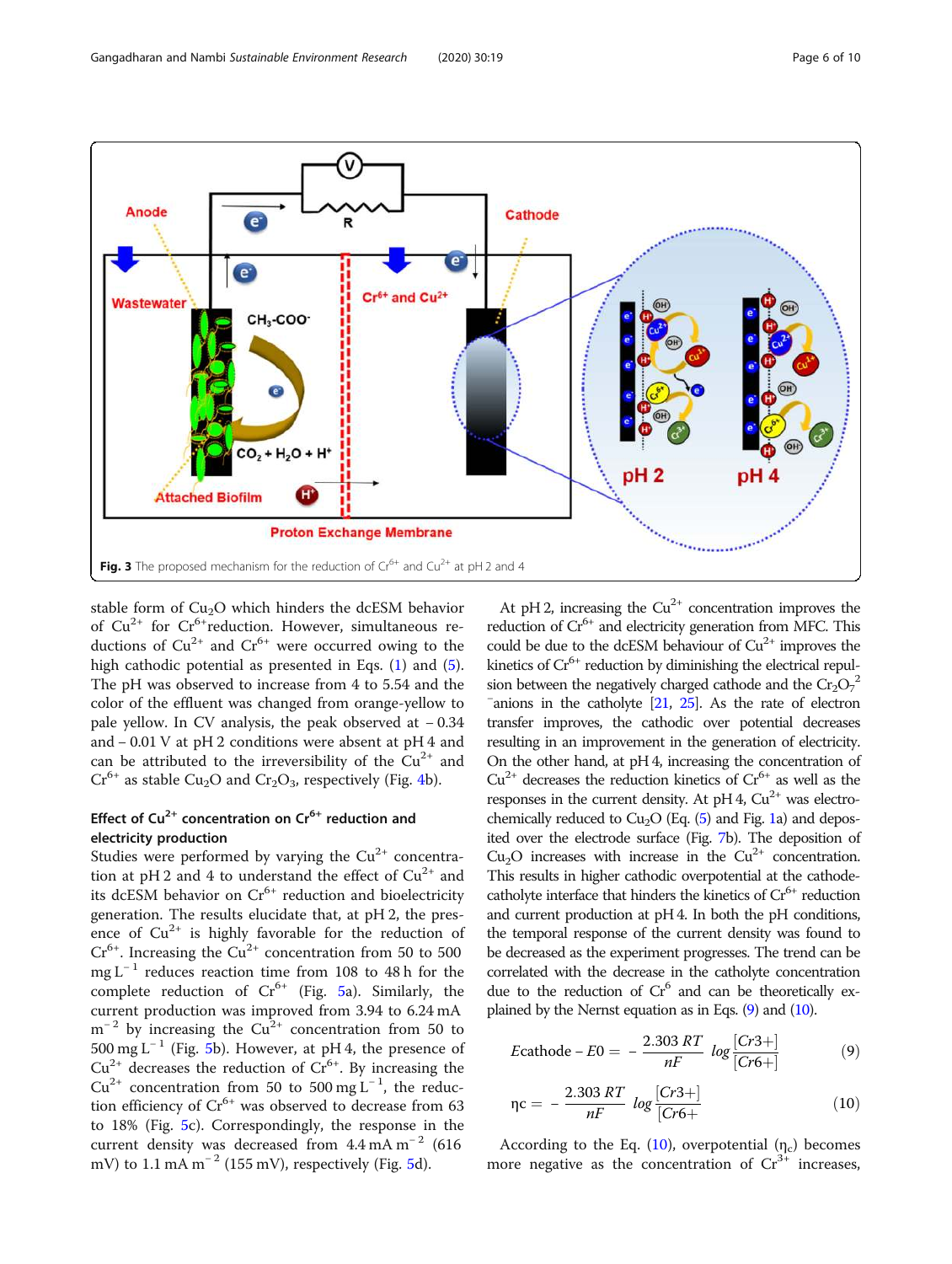Fig. 3 The proposed mechanism for the reduction of $Cr^{6+}$ and $Cu^{2+}$ at pH 2 and 4

stable form of $Cu_2O$ which hinders the dcESM behavior of $Cu^{2+}$ for $Cr^{6+}$reduction. However, simultaneous reductions of $Cu^{2+}$ and $Cr^{6+}$ were occurred owing to the high cathodic potential as presented in Eqs. (1) and (5). The pH was observed to increase from 4 to 5.54 and the color of the effluent was changed from orange-yellow to pale yellow. In CV analysis, the peak observed at − 0.34 and − 0.01 V at pH 2 conditions were absent at pH 4 and can be attributed to the irreversibility of the $Cu^{2+}$ and $Cr^{6+}$ as stable $Cu_2O$ and $Cr_2O_3$, respectively (Fig. 4b).

### Effect of $Cu^{2+}$ concentration on $Cr^{6+}$ reduction and electricity production

Studies were performed by varying the $Cu^{2+}$ concentration at pH 2 and 4 to understand the effect of $Cu^{2+}$ and its dcESM behavior on $Cr^{6+}$ reduction and bioelectricity generation. The results elucidate that, at pH 2, the presence of $Cu^{2+}$ is highly favorable for the reduction of $Cr^{6+}$. Increasing the $Cu^{2+}$ concentration from 50 to 500 mg $L^{-1}$ reduces reaction time from 108 to 48 h for the complete reduction of $Cr^{6+}$ (Fig. 5a). Similarly, the current production was improved from 3.94 to 6.24 mA $m^{-2}$ by increasing the $Cu^{2+}$ concentration from 50 to 500 mg $L^{-1}$ (Fig. 5b). However, at pH 4, the presence of $Cu^{2+}$ decreases the reduction of $Cr^{6+}$. By increasing the $Cu^{2+}$ concentration from 50 to 500 mg $L^{-1}$, the reduction efficiency of $Cr^{6+}$ was observed to decrease from 63 to 18% (Fig. 5c). Correspondingly, the response in the current density was decreased from 4.4 mA $m^{-2}$ (616 mV) to 1.1 mA $m^{-2}$ (155 mV), respectively (Fig. 5d).

At pH 2, increasing the $Cu^{2+}$ concentration improves the reduction of $Cr^{6+}$ and electricity generation from MFC. This could be due to the dcESM behaviour of $Cu^{2+}$ improves the kinetics of $Cr^{6+}$ reduction by diminishing the electrical repulsion between the negatively charged cathode and the $Cr_2O_7^{2-}$ anions in the catholyte [21, 25]. As the rate of electron transfer improves, the cathodic over potential decreases resulting in an improvement in the generation of electricity. On the other hand, at pH 4, increasing the concentration of $Cu^{2+}$ decreases the reduction kinetics of $Cr^{6+}$ as well as the responses in the current density. At pH 4, $Cu^{2+}$ was electrochemically reduced to $Cu_2O$ (Eq. (5) and Fig. 1a) and deposited over the electrode surface (Fig. 7b). The deposition of $Cu_2O$ increases with increase in the $Cu^{2+}$ concentration. This results in higher cathodic overpotential at the cathode-catholyte interface that hinders the kinetics of $Cr^{6+}$ reduction and current production at pH 4. In both the pH conditions, the temporal response of the current density was found to be decreased as the experiment progresses. The trend can be correlated with the decrease in the catholyte concentration due to the reduction of $Cr^{6}$ and can be theoretically explained by the Nernst equation as in Eqs. (9) and (10).

$$E cathode - E0 = -\frac{2.303\ RT}{nF}\ log\frac{[Cr3+]}{[Cr6+]} \tag{9}$$

$$\eta c = -\frac{2.303\ RT}{nF}\ log\frac{[Cr3+]}{[Cr6+]} \tag{10}$$

According to the Eq. (10), overpotential ($\eta_c$) becomes more negative as the concentration of $Cr^{3+}$ increases,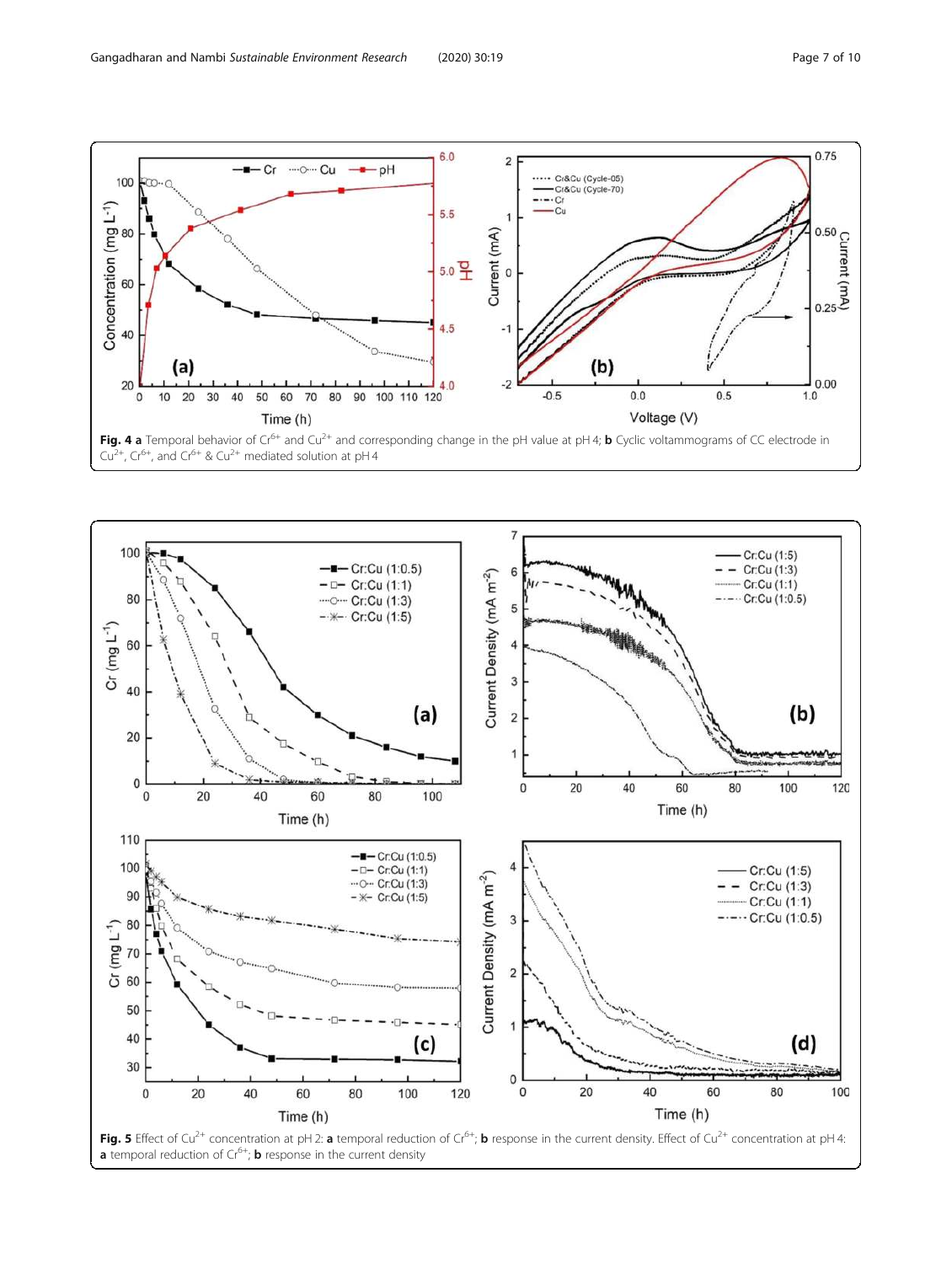**Fig. 4** **a** Temporal behavior of $Cr^{6+}$ and $Cu^{2+}$ and corresponding change in the pH value at pH 4; **b** Cyclic voltammograms of CC electrode in $Cu^{2+}$, $Cr^{6+}$, and $Cr^{6+}$ & $Cu^{2+}$ mediated solution at pH 4

**Fig. 5** Effect of $Cu^{2+}$ concentration at pH 2: **a** temporal reduction of $Cr^{6+}$; **b** response in the current density. Effect of $Cu^{2+}$ concentration at pH 4: **a** temporal reduction of $Cr^{6+}$; **b** response in the current density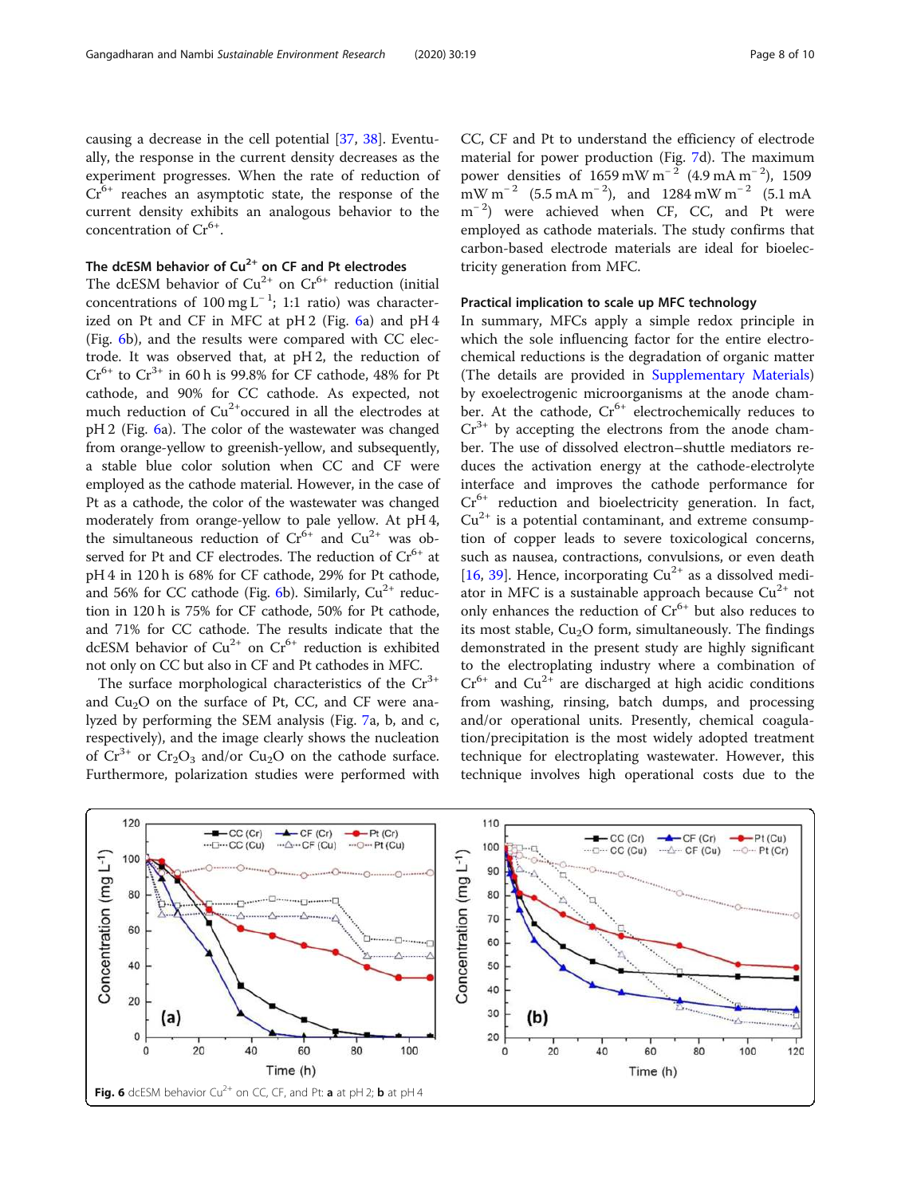causing a decrease in the cell potential [37, 38]. Eventually, the response in the current density decreases as the experiment progresses. When the rate of reduction of $Cr^{6+}$ reaches an asymptotic state, the response of the current density exhibits an analogous behavior to the concentration of $Cr^{6+}$.

### The dcESM behavior of $Cu^{2+}$ on CF and Pt electrodes

The dcESM behavior of $Cu^{2+}$ on $Cr^{6+}$ reduction (initial concentrations of 100 mg $L^{-1}$; 1:1 ratio) was characterized on Pt and CF in MFC at pH 2 (Fig. 6a) and pH 4 (Fig. 6b), and the results were compared with CC electrode. It was observed that, at pH 2, the reduction of $Cr^{6+}$ to $Cr^{3+}$ in 60 h is 99.8% for CF cathode, 48% for Pt cathode, and 90% for CC cathode. As expected, not much reduction of $Cu^{2+}$occured in all the electrodes at pH 2 (Fig. 6a). The color of the wastewater was changed from orange-yellow to greenish-yellow, and subsequently, a stable blue color solution when CC and CF were employed as the cathode material. However, in the case of Pt as a cathode, the color of the wastewater was changed moderately from orange-yellow to pale yellow. At pH 4, the simultaneous reduction of $Cr^{6+}$ and $Cu^{2+}$ was observed for Pt and CF electrodes. The reduction of $Cr^{6+}$ at pH 4 in 120 h is 68% for CF cathode, 29% for Pt cathode, and 56% for CC cathode (Fig. 6b). Similarly, $Cu^{2+}$ reduction in 120 h is 75% for CF cathode, 50% for Pt cathode, and 71% for CC cathode. The results indicate that the dcESM behavior of $Cu^{2+}$ on $Cr^{6+}$ reduction is exhibited not only on CC but also in CF and Pt cathodes in MFC.

The surface morphological characteristics of the $Cr^{3+}$ and $Cu_2O$ on the surface of Pt, CC, and CF were analyzed by performing the SEM analysis (Fig. 7a, b, and c, respectively), and the image clearly shows the nucleation of $Cr^{3+}$ or $Cr_2O_3$ and/or $Cu_2O$ on the cathode surface. Furthermore, polarization studies were performed with CC, CF and Pt to understand the efficiency of electrode material for power production (Fig. 7d). The maximum power densities of 1659 mW $m^{-2}$ (4.9 mA $m^{-2}$), 1509 mW $m^{-2}$ (5.5 mA $m^{-2}$), and 1284 mW $m^{-2}$ (5.1 mA $m^{-2}$) were achieved when CF, CC, and Pt were employed as cathode materials. The study confirms that carbon-based electrode materials are ideal for bioelectricity generation from MFC.

### Practical implication to scale up MFC technology

In summary, MFCs apply a simple redox principle in which the sole influencing factor for the entire electrochemical reductions is the degradation of organic matter (The details are provided in Supplementary Materials) by exoelectrogenic microorganisms at the anode chamber. At the cathode, $Cr^{6+}$ electrochemically reduces to $Cr^{3+}$ by accepting the electrons from the anode chamber. The use of dissolved electron–shuttle mediators reduces the activation energy at the cathode-electrolyte interface and improves the cathode performance for $Cr^{6+}$ reduction and bioelectricity generation. In fact, $Cu^{2+}$ is a potential contaminant, and extreme consumption of copper leads to severe toxicological concerns, such as nausea, contractions, convulsions, or even death [16, 39]. Hence, incorporating $Cu^{2+}$ as a dissolved mediator in MFC is a sustainable approach because $Cu^{2+}$ not only enhances the reduction of $Cr^{6+}$ but also reduces to its most stable, $Cu_2O$ form, simultaneously. The findings demonstrated in the present study are highly significant to the electroplating industry where a combination of $Cr^{6+}$ and $Cu^{2+}$ are discharged at high acidic conditions from washing, rinsing, batch dumps, and processing and/or operational units. Presently, chemical coagulation/precipitation is the most widely adopted treatment technique for electroplating wastewater. However, this technique involves high operational costs due to the

**Fig. 6** dcESM behavior $Cu^{2+}$ on CC, CF, and Pt: **a** at pH 2; **b** at pH 4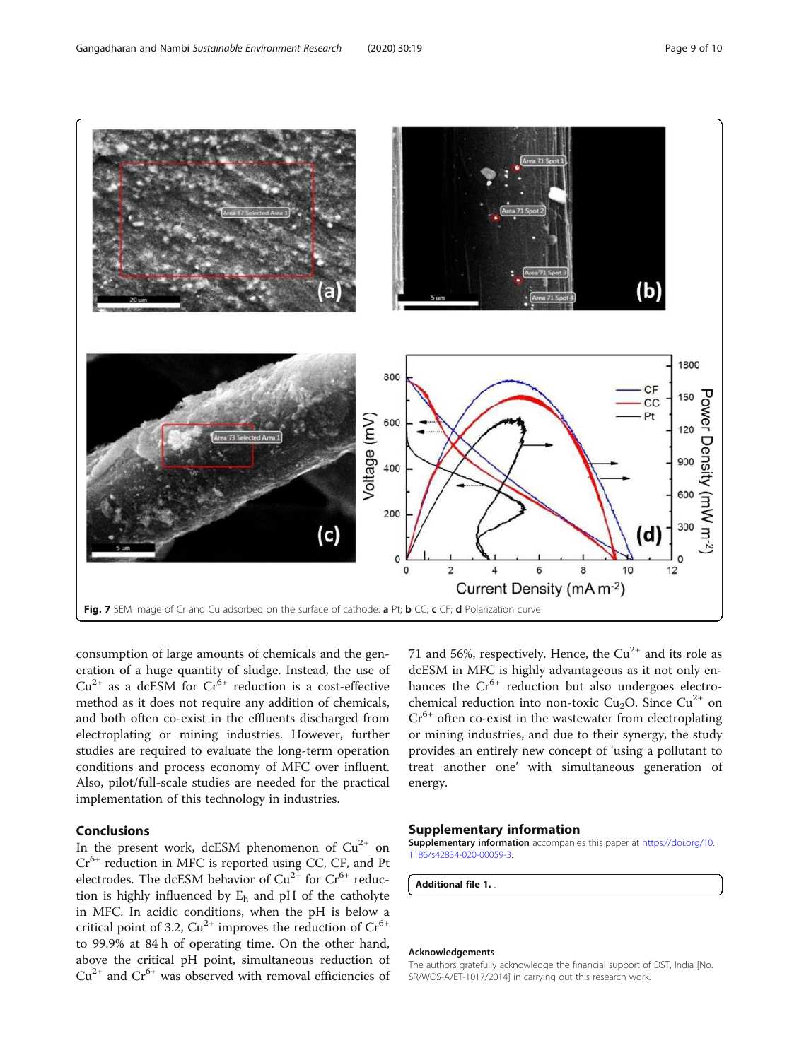Fig. 7 SEM image of Cr and Cu adsorbed on the surface of cathode: **a** Pt; **b** CC; **c** CF; **d** Polarization curve

consumption of large amounts of chemicals and the generation of a huge quantity of sludge. Instead, the use of $Cu^{2+}$ as a dcESM for $Cr^{6+}$ reduction is a cost-effective method as it does not require any addition of chemicals, and both often co-exist in the effluents discharged from electroplating or mining industries. However, further studies are required to evaluate the long-term operation conditions and process economy of MFC over influent. Also, pilot/full-scale studies are needed for the practical implementation of this technology in industries.

## Conclusions

In the present work, dcESM phenomenon of $Cu^{2+}$ on $Cr^{6+}$ reduction in MFC is reported using CC, CF, and Pt electrodes. The dcESM behavior of $Cu^{2+}$ for $Cr^{6+}$ reduction is highly influenced by $E_h$ and pH of the catholyte in MFC. In acidic conditions, when the pH is below a critical point of 3.2, $Cu^{2+}$ improves the reduction of $Cr^{6+}$ to 99.9% at 84 h of operating time. On the other hand, above the critical pH point, simultaneous reduction of $Cu^{2+}$ and $Cr^{6+}$ was observed with removal efficiencies of 71 and 56%, respectively. Hence, the $Cu^{2+}$ and its role as dcESM in MFC is highly advantageous as it not only enhances the $Cr^{6+}$ reduction but also undergoes electrochemical reduction into non-toxic $Cu_2O$. Since $Cu^{2+}$ on $Cr^{6+}$ often co-exist in the wastewater from electroplating or mining industries, and due to their synergy, the study provides an entirely new concept of 'using a pollutant to treat another one' with simultaneous generation of energy.

## Supplementary information

**Supplementary information** accompanies this paper at https://doi.org/10.1186/s42834-020-00059-3.

**Additional file 1.** .

### Acknowledgements

The authors gratefully acknowledge the financial support of DST, India [No. SR/WOS-A/ET-1017/2014] in carrying out this research work.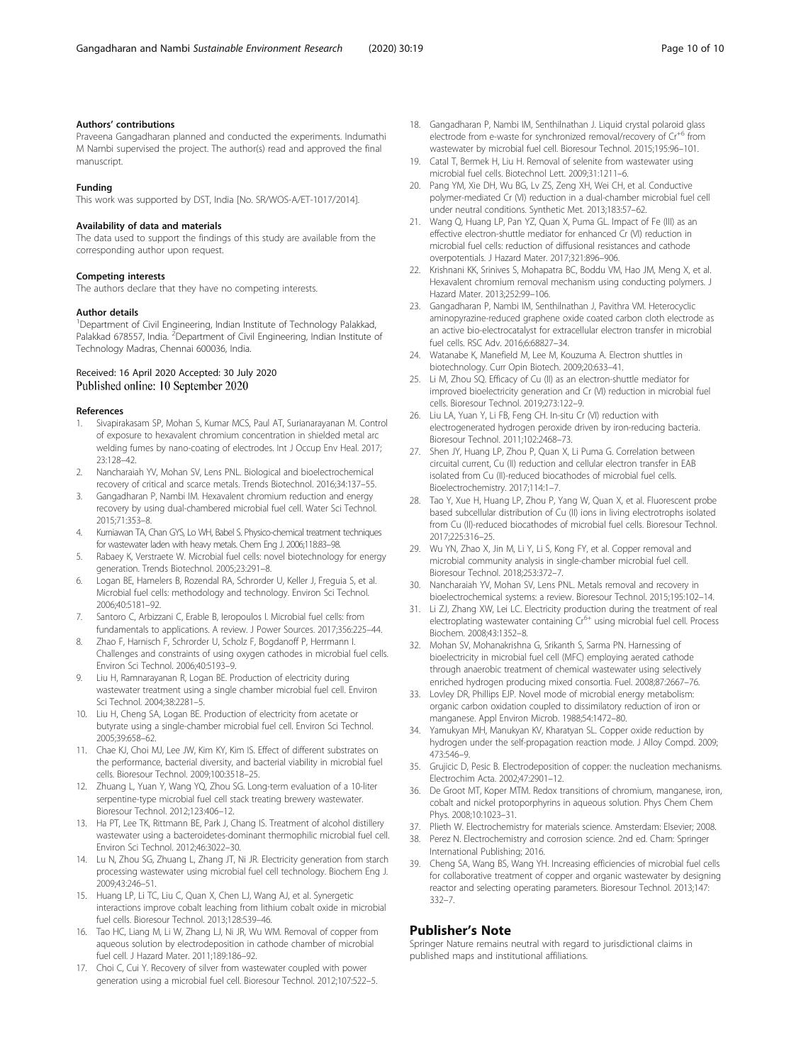#### Authors' contributions

Praveena Gangadharan planned and conducted the experiments. Indumathi M Nambi supervised the project. The author(s) read and approved the final manuscript.

#### Funding

This work was supported by DST, India [No. SR/WOS-A/ET-1017/2014].

#### Availability of data and materials

The data used to support the findings of this study are available from the corresponding author upon request.

#### Competing interests

The authors declare that they have no competing interests.

#### Author details

[1]Department of Civil Engineering, Indian Institute of Technology Palakkad, Palakkad 678557, India. [2]Department of Civil Engineering, Indian Institute of Technology Madras, Chennai 600036, India.

Received: 16 April 2020 Accepted: 30 July 2020
Published online: 10 September 2020

#### References

1. Sivapirakasam SP, Mohan S, Kumar MCS, Paul AT, Surianarayanan M. Control of exposure to hexavalent chromium concentration in shielded metal arc welding fumes by nano-coating of electrodes. Int J Occup Env Heal. 2017; 23:128–42.
2. Nancharaiah YV, Mohan SV, Lens PNL. Biological and bioelectrochemical recovery of critical and scarce metals. Trends Biotechnol. 2016;34:137–55.
3. Gangadharan P, Nambi IM. Hexavalent chromium reduction and energy recovery by using dual-chambered microbial fuel cell. Water Sci Technol. 2015;71:353–8.
4. Kurniawan TA, Chan GYS, Lo WH, Babel S. Physico-chemical treatment techniques for wastewater laden with heavy metals. Chem Eng J. 2006;118:83–98.
5. Rabaey K, Verstraete W. Microbial fuel cells: novel biotechnology for energy generation. Trends Biotechnol. 2005;23:291–8.
6. Logan BE, Hamelers B, Rozendal RA, Schrorder U, Keller J, Freguia S, et al. Microbial fuel cells: methodology and technology. Environ Sci Technol. 2006;40:5181–92.
7. Santoro C, Arbizzani C, Erable B, Ieropoulos I. Microbial fuel cells: from fundamentals to applications. A review. J Power Sources. 2017;356:225–44.
8. Zhao F, Harnisch F, Schrorder U, Scholz F, Bogdanoff P, Herrmann I. Challenges and constraints of using oxygen cathodes in microbial fuel cells. Environ Sci Technol. 2006;40:5193–9.
9. Liu H, Ramnarayanan R, Logan BE. Production of electricity during wastewater treatment using a single chamber microbial fuel cell. Environ Sci Technol. 2004;38:2281–5.
10. Liu H, Cheng SA, Logan BE. Production of electricity from acetate or butyrate using a single-chamber microbial fuel cell. Environ Sci Technol. 2005;39:658–62.
11. Chae KJ, Choi MJ, Lee JW, Kim KY, Kim IS. Effect of different substrates on the performance, bacterial diversity, and bacterial viability in microbial fuel cells. Bioresour Technol. 2009;100:3518–25.
12. Zhuang L, Yuan Y, Wang YQ, Zhou SG. Long-term evaluation of a 10-liter serpentine-type microbial fuel cell stack treating brewery wastewater. Bioresour Technol. 2012;123:406–12.
13. Ha PT, Lee TK, Rittmann BE, Park J, Chang IS. Treatment of alcohol distillery wastewater using a bacteroidetes-dominant thermophilic microbial fuel cell. Environ Sci Technol. 2012;46:3022–30.
14. Lu N, Zhou SG, Zhuang L, Zhang JT, Ni JR. Electricity generation from starch processing wastewater using microbial fuel cell technology. Biochem Eng J. 2009;43:246–51.
15. Huang LP, Li TC, Liu C, Quan X, Chen LJ, Wang AJ, et al. Synergetic interactions improve cobalt leaching from lithium cobalt oxide in microbial fuel cells. Bioresour Technol. 2013;128:539–46.
16. Tao HC, Liang M, Li W, Zhang LJ, Ni JR, Wu WM. Removal of copper from aqueous solution by electrodeposition in cathode chamber of microbial fuel cell. J Hazard Mater. 2011;189:186–92.
17. Choi C, Cui Y. Recovery of silver from wastewater coupled with power generation using a microbial fuel cell. Bioresour Technol. 2012;107:522–5.
18. Gangadharan P, Nambi IM, Senthilnathan J. Liquid crystal polaroid glass electrode from e-waste for synchronized removal/recovery of $Cr^{+6}$ from wastewater by microbial fuel cell. Bioresour Technol. 2015;195:96–101.
19. Catal T, Bermek H, Liu H. Removal of selenite from wastewater using microbial fuel cells. Biotechnol Lett. 2009;31:1211–6.
20. Pang YM, Xie DH, Wu BG, Lv ZS, Zeng XH, Wei CH, et al. Conductive polymer-mediated Cr (VI) reduction in a dual-chamber microbial fuel cell under neutral conditions. Synthetic Met. 2013;183:57–62.
21. Wang Q, Huang LP, Pan YZ, Quan X, Puma GL. Impact of Fe (III) as an effective electron-shuttle mediator for enhanced Cr (VI) reduction in microbial fuel cells: reduction of diffusional resistances and cathode overpotentials. J Hazard Mater. 2017;321:896–906.
22. Krishnani KK, Srinives S, Mohapatra BC, Boddu VM, Hao JM, Meng X, et al. Hexavalent chromium removal mechanism using conducting polymers. J Hazard Mater. 2013;252:99–106.
23. Gangadharan P, Nambi IM, Senthilnathan J, Pavithra VM. Heterocyclic aminopyrazine-reduced graphene oxide coated carbon cloth electrode as an active bio-electrocatalyst for extracellular electron transfer in microbial fuel cells. RSC Adv. 2016;6:68827–34.
24. Watanabe K, Manefield M, Lee M, Kouzuma A. Electron shuttles in biotechnology. Curr Opin Biotech. 2009;20:633–41.
25. Li M, Zhou SQ. Efficacy of Cu (II) as an electron-shuttle mediator for improved bioelectricity generation and Cr (VI) reduction in microbial fuel cells. Bioresour Technol. 2019;273:122–9.
26. Liu LA, Yuan Y, Li FB, Feng CH. In-situ Cr (VI) reduction with electrogenerated hydrogen peroxide driven by iron-reducing bacteria. Bioresour Technol. 2011;102:2468–73.
27. Shen JY, Huang LP, Zhou P, Quan X, Li Puma G. Correlation between circuital current, Cu (II) reduction and cellular electron transfer in EAB isolated from Cu (II)-reduced biocathodes of microbial fuel cells. Bioelectrochemistry. 2017;114:1–7.
28. Tao Y, Xue H, Huang LP, Zhou P, Yang W, Quan X, et al. Fluorescent probe based subcellular distribution of Cu (II) ions in living electrotrophs isolated from Cu (II)-reduced biocathodes of microbial fuel cells. Bioresour Technol. 2017;225:316–25.
29. Wu YN, Zhao X, Jin M, Li Y, Li S, Kong FY, et al. Copper removal and microbial community analysis in single-chamber microbial fuel cell. Bioresour Technol. 2018;253:372–7.
30. Nancharaiah YV, Mohan SV, Lens PNL. Metals removal and recovery in bioelectrochemical systems: a review. Bioresour Technol. 2015;195:102–14.
31. Li ZJ, Zhang XW, Lei LC. Electricity production during the treatment of real electroplating wastewater containing $Cr^{6+}$ using microbial fuel cell. Process Biochem. 2008;43:1352–8.
32. Mohan SV, Mohanakrishna G, Srikanth S, Sarma PN. Harnessing of bioelectricity in microbial fuel cell (MFC) employing aerated cathode through anaerobic treatment of chemical wastewater using selectively enriched hydrogen producing mixed consortia. Fuel. 2008;87:2667–76.
33. Lovley DR, Phillips EJP. Novel mode of microbial energy metabolism: organic carbon oxidation coupled to dissimilatory reduction of iron or manganese. Appl Environ Microb. 1988;54:1472–80.
34. Yamukyan MH, Manukyan KV, Kharatyan SL. Copper oxide reduction by hydrogen under the self-propagation reaction mode. J Alloy Compd. 2009; 473:546–9.
35. Grujicic D, Pesic B. Electrodeposition of copper: the nucleation mechanisms. Electrochim Acta. 2002;47:2901–12.
36. De Groot MT, Koper MTM. Redox transitions of chromium, manganese, iron, cobalt and nickel protoporphyrins in aqueous solution. Phys Chem Chem Phys. 2008;10:1023–31.
37. Plieth W. Electrochemistry for materials science. Amsterdam: Elsevier; 2008.
38. Perez N. Electrochemistry and corrosion science. 2nd ed. Cham: Springer International Publishing; 2016.
39. Cheng SA, Wang BS, Wang YH. Increasing efficiencies of microbial fuel cells for collaborative treatment of copper and organic wastewater by designing reactor and selecting operating parameters. Bioresour Technol. 2013;147: 332–7.

## Publisher's Note

Springer Nature remains neutral with regard to jurisdictional claims in published maps and institutional affiliations.